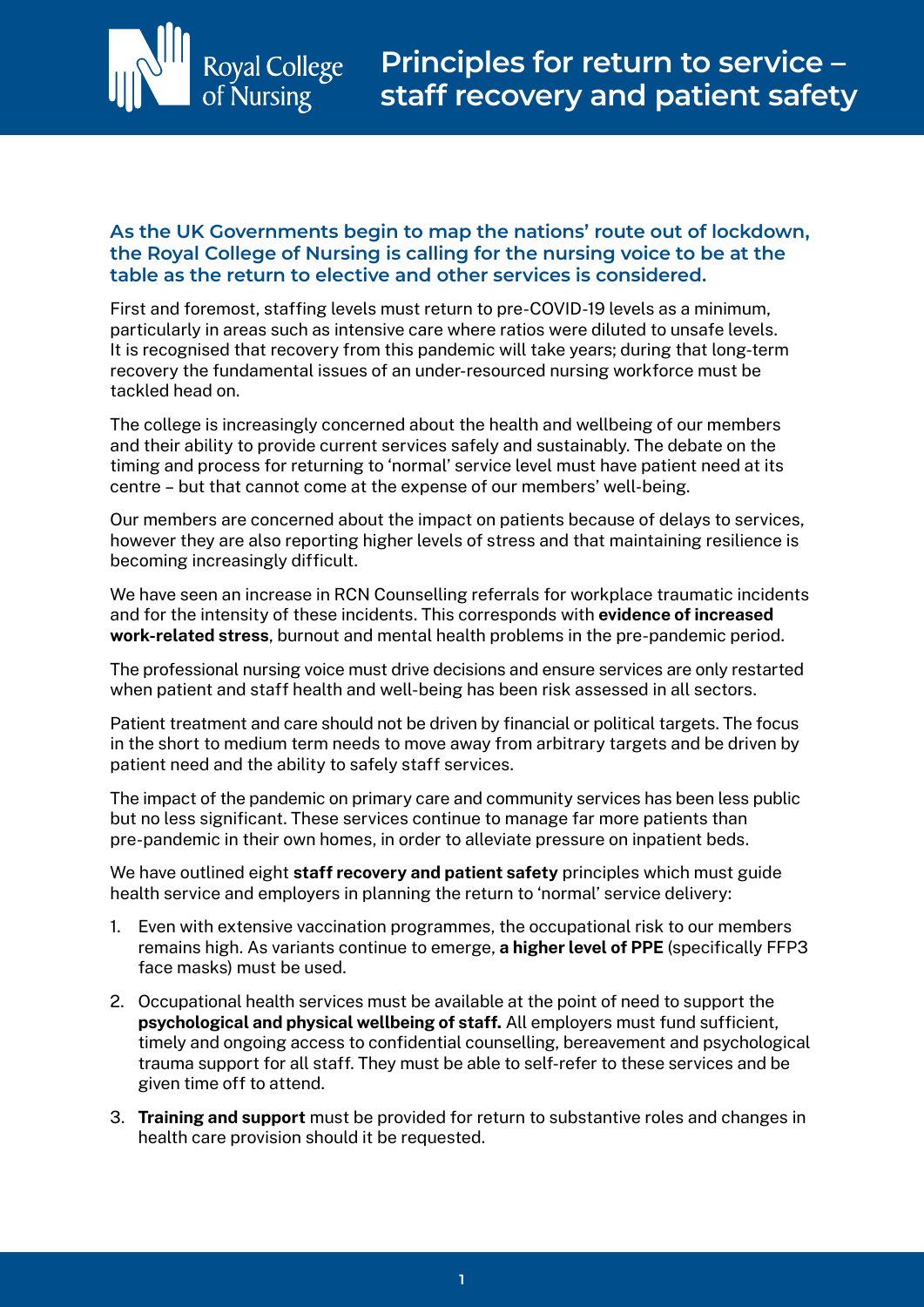# Principles for return to service – staff recovery and patient safety

**As the UK Governments begin to map the nations' route out of lockdown, the Royal College of Nursing is calling for the nursing voice to be at the table as the return to elective and other services is considered.**

First and foremost, staffing levels must return to pre-COVID-19 levels as a minimum, particularly in areas such as intensive care where ratios were diluted to unsafe levels. It is recognised that recovery from this pandemic will take years; during that long-term recovery the fundamental issues of an under-resourced nursing workforce must be tackled head on.

The college is increasingly concerned about the health and wellbeing of our members and their ability to provide current services safely and sustainably. The debate on the timing and process for returning to 'normal' service level must have patient need at its centre – but that cannot come at the expense of our members' well-being.

Our members are concerned about the impact on patients because of delays to services, however they are also reporting higher levels of stress and that maintaining resilience is becoming increasingly difficult.

We have seen an increase in RCN Counselling referrals for workplace traumatic incidents and for the intensity of these incidents. This corresponds with **evidence of increased work-related stress**, burnout and mental health problems in the pre-pandemic period.

The professional nursing voice must drive decisions and ensure services are only restarted when patient and staff health and well-being has been risk assessed in all sectors.

Patient treatment and care should not be driven by financial or political targets. The focus in the short to medium term needs to move away from arbitrary targets and be driven by patient need and the ability to safely staff services.

The impact of the pandemic on primary care and community services has been less public but no less significant. These services continue to manage far more patients than pre-pandemic in their own homes, in order to alleviate pressure on inpatient beds.

We have outlined eight **staff recovery and patient safety** principles which must guide health service and employers in planning the return to 'normal' service delivery:

1. Even with extensive vaccination programmes, the occupational risk to our members remains high. As variants continue to emerge, **a higher level of PPE** (specifically FFP3 face masks) must be used.
2. Occupational health services must be available at the point of need to support the **psychological and physical wellbeing of staff.** All employers must fund sufficient, timely and ongoing access to confidential counselling, bereavement and psychological trauma support for all staff. They must be able to self-refer to these services and be given time off to attend.
3. **Training and support** must be provided for return to substantive roles and changes in health care provision should it be requested.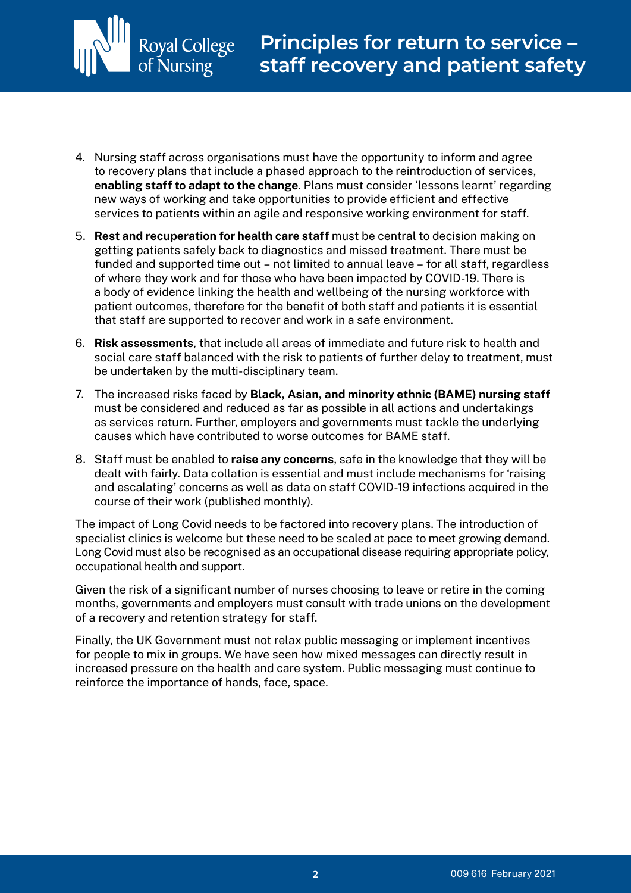4. Nursing staff across organisations must have the opportunity to inform and agree to recovery plans that include a phased approach to the reintroduction of services, **enabling staff to adapt to the change**. Plans must consider 'lessons learnt' regarding new ways of working and take opportunities to provide efficient and effective services to patients within an agile and responsive working environment for staff.
5. **Rest and recuperation for health care staff** must be central to decision making on getting patients safely back to diagnostics and missed treatment. There must be funded and supported time out – not limited to annual leave – for all staff, regardless of where they work and for those who have been impacted by COVID-19. There is a body of evidence linking the health and wellbeing of the nursing workforce with patient outcomes, therefore for the benefit of both staff and patients it is essential that staff are supported to recover and work in a safe environment.
6. **Risk assessments**, that include all areas of immediate and future risk to health and social care staff balanced with the risk to patients of further delay to treatment, must be undertaken by the multi-disciplinary team.
7. The increased risks faced by **Black, Asian, and minority ethnic (BAME) nursing staff** must be considered and reduced as far as possible in all actions and undertakings as services return. Further, employers and governments must tackle the underlying causes which have contributed to worse outcomes for BAME staff.
8. Staff must be enabled to **raise any concerns**, safe in the knowledge that they will be dealt with fairly. Data collation is essential and must include mechanisms for 'raising and escalating' concerns as well as data on staff COVID-19 infections acquired in the course of their work (published monthly).

The impact of Long Covid needs to be factored into recovery plans. The introduction of specialist clinics is welcome but these need to be scaled at pace to meet growing demand. Long Covid must also be recognised as an occupational disease requiring appropriate policy, occupational health and support.

Given the risk of a significant number of nurses choosing to leave or retire in the coming months, governments and employers must consult with trade unions on the development of a recovery and retention strategy for staff.

Finally, the UK Government must not relax public messaging or implement incentives for people to mix in groups. We have seen how mixed messages can directly result in increased pressure on the health and care system. Public messaging must continue to reinforce the importance of hands, face, space.